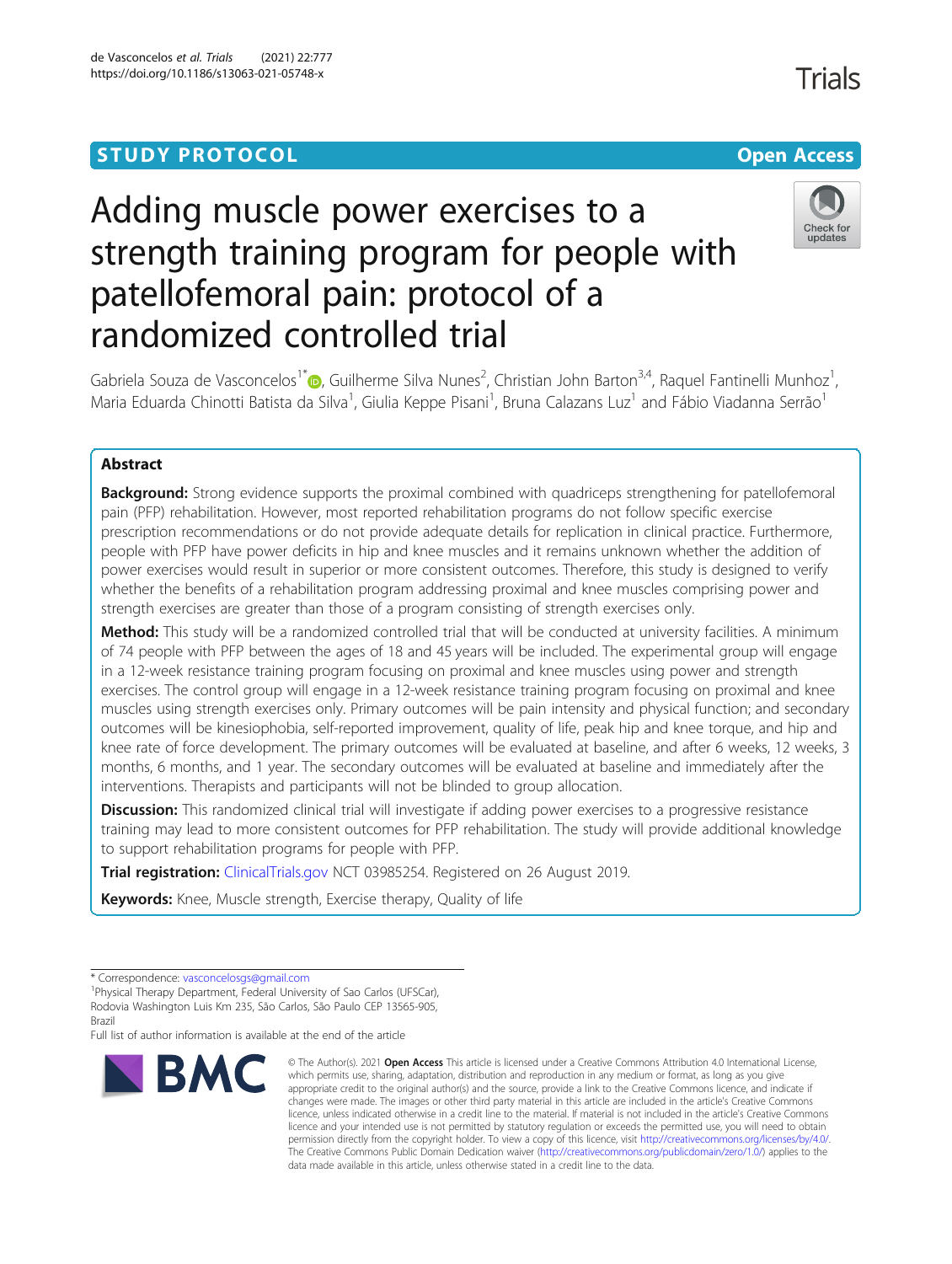STUDY PROTOCOL Open Access

# Adding muscle power exercises to a strength training program for people with patellofemoral pain: protocol of a randomized controlled trial

Gabriela Souza de Vasconcelos[1*], Guilherme Silva Nunes[2], Christian John Barton[3,4], Raquel Fantinelli Munhoz[1], Maria Eduarda Chinotti Batista da Silva[1], Giulia Keppe Pisani[1], Bruna Calazans Luz[1] and Fábio Viadanna Serrão[1]

## Abstract

**Background:** Strong evidence supports the proximal combined with quadriceps strengthening for patellofemoral pain (PFP) rehabilitation. However, most reported rehabilitation programs do not follow specific exercise prescription recommendations or do not provide adequate details for replication in clinical practice. Furthermore, people with PFP have power deficits in hip and knee muscles and it remains unknown whether the addition of power exercises would result in superior or more consistent outcomes. Therefore, this study is designed to verify whether the benefits of a rehabilitation program addressing proximal and knee muscles comprising power and strength exercises are greater than those of a program consisting of strength exercises only.

**Method:** This study will be a randomized controlled trial that will be conducted at university facilities. A minimum of 74 people with PFP between the ages of 18 and 45 years will be included. The experimental group will engage in a 12-week resistance training program focusing on proximal and knee muscles using power and strength exercises. The control group will engage in a 12-week resistance training program focusing on proximal and knee muscles using strength exercises only. Primary outcomes will be pain intensity and physical function; and secondary outcomes will be kinesiophobia, self-reported improvement, quality of life, peak hip and knee torque, and hip and knee rate of force development. The primary outcomes will be evaluated at baseline, and after 6 weeks, 12 weeks, 3 months, 6 months, and 1 year. The secondary outcomes will be evaluated at baseline and immediately after the interventions. Therapists and participants will not be blinded to group allocation.

**Discussion:** This randomized clinical trial will investigate if adding power exercises to a progressive resistance training may lead to more consistent outcomes for PFP rehabilitation. The study will provide additional knowledge to support rehabilitation programs for people with PFP.

**Trial registration:** ClinicalTrials.gov NCT 03985254. Registered on 26 August 2019.

**Keywords:** Knee, Muscle strength, Exercise therapy, Quality of life

---

* Correspondence: vasconcelosgs@gmail.com
[1]Physical Therapy Department, Federal University of Sao Carlos (UFSCar), Rodovia Washington Luis Km 235, São Carlos, São Paulo CEP 13565-905, Brazil
Full list of author information is available at the end of the article

© The Author(s). 2021 **Open Access** This article is licensed under a Creative Commons Attribution 4.0 International License, which permits use, sharing, adaptation, distribution and reproduction in any medium or format, as long as you give appropriate credit to the original author(s) and the source, provide a link to the Creative Commons licence, and indicate if changes were made. The images or other third party material in this article are included in the article's Creative Commons licence, unless indicated otherwise in a credit line to the material. If material is not included in the article's Creative Commons licence and your intended use is not permitted by statutory regulation or exceeds the permitted use, you will need to obtain permission directly from the copyright holder. To view a copy of this licence, visit http://creativecommons.org/licenses/by/4.0/. The Creative Commons Public Domain Dedication waiver (http://creativecommons.org/publicdomain/zero/1.0/) applies to the data made available in this article, unless otherwise stated in a credit line to the data.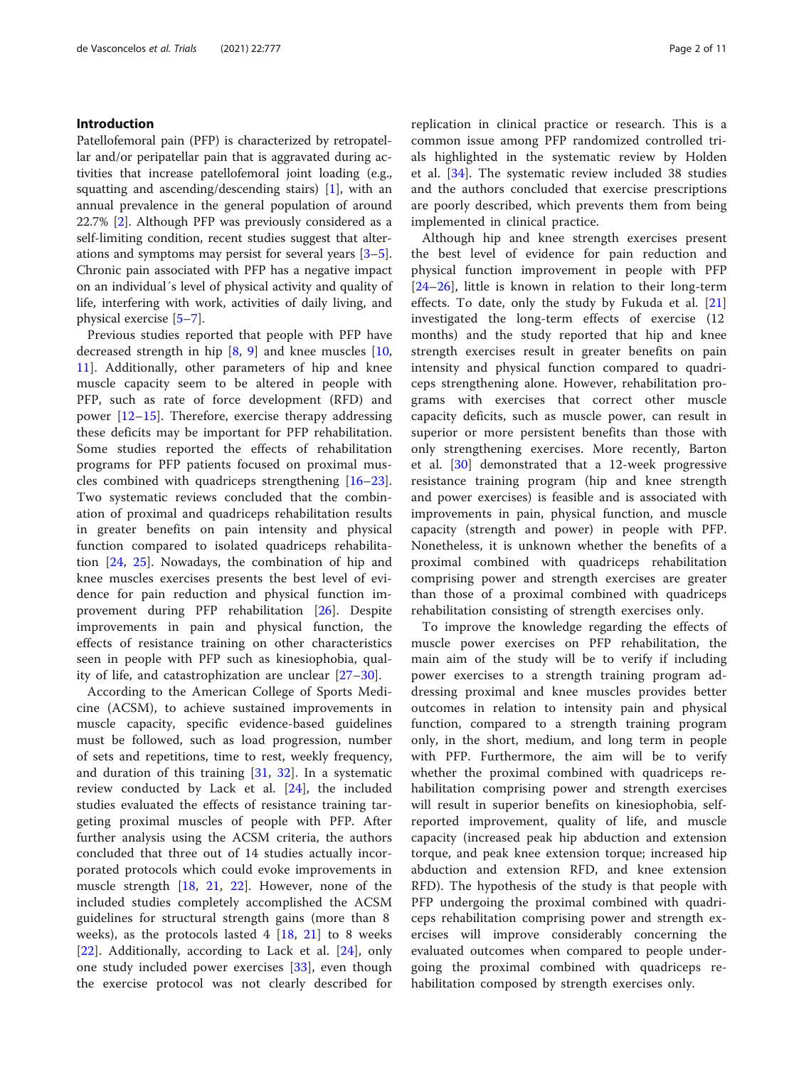## Introduction

Patellofemoral pain (PFP) is characterized by retropatellar and/or peripatellar pain that is aggravated during activities that increase patellofemoral joint loading (e.g., squatting and ascending/descending stairs) [1], with an annual prevalence in the general population of around 22.7% [2]. Although PFP was previously considered as a self-limiting condition, recent studies suggest that alterations and symptoms may persist for several years [3–5]. Chronic pain associated with PFP has a negative impact on an individual´s level of physical activity and quality of life, interfering with work, activities of daily living, and physical exercise [5–7].

Previous studies reported that people with PFP have decreased strength in hip [8, 9] and knee muscles [10, 11]. Additionally, other parameters of hip and knee muscle capacity seem to be altered in people with PFP, such as rate of force development (RFD) and power [12–15]. Therefore, exercise therapy addressing these deficits may be important for PFP rehabilitation. Some studies reported the effects of rehabilitation programs for PFP patients focused on proximal muscles combined with quadriceps strengthening [16–23]. Two systematic reviews concluded that the combination of proximal and quadriceps rehabilitation results in greater benefits on pain intensity and physical function compared to isolated quadriceps rehabilitation [24, 25]. Nowadays, the combination of hip and knee muscles exercises presents the best level of evidence for pain reduction and physical function improvement during PFP rehabilitation [26]. Despite improvements in pain and physical function, the effects of resistance training on other characteristics seen in people with PFP such as kinesiophobia, quality of life, and catastrophization are unclear [27–30].

According to the American College of Sports Medicine (ACSM), to achieve sustained improvements in muscle capacity, specific evidence-based guidelines must be followed, such as load progression, number of sets and repetitions, time to rest, weekly frequency, and duration of this training [31, 32]. In a systematic review conducted by Lack et al. [24], the included studies evaluated the effects of resistance training targeting proximal muscles of people with PFP. After further analysis using the ACSM criteria, the authors concluded that three out of 14 studies actually incorporated protocols which could evoke improvements in muscle strength [18, 21, 22]. However, none of the included studies completely accomplished the ACSM guidelines for structural strength gains (more than 8 weeks), as the protocols lasted 4 [18, 21] to 8 weeks [22]. Additionally, according to Lack et al. [24], only one study included power exercises [33], even though the exercise protocol was not clearly described for replication in clinical practice or research. This is a common issue among PFP randomized controlled trials highlighted in the systematic review by Holden et al. [34]. The systematic review included 38 studies and the authors concluded that exercise prescriptions are poorly described, which prevents them from being implemented in clinical practice.

Although hip and knee strength exercises present the best level of evidence for pain reduction and physical function improvement in people with PFP [24–26], little is known in relation to their long-term effects. To date, only the study by Fukuda et al. [21] investigated the long-term effects of exercise (12 months) and the study reported that hip and knee strength exercises result in greater benefits on pain intensity and physical function compared to quadriceps strengthening alone. However, rehabilitation programs with exercises that correct other muscle capacity deficits, such as muscle power, can result in superior or more persistent benefits than those with only strengthening exercises. More recently, Barton et al. [30] demonstrated that a 12-week progressive resistance training program (hip and knee strength and power exercises) is feasible and is associated with improvements in pain, physical function, and muscle capacity (strength and power) in people with PFP. Nonetheless, it is unknown whether the benefits of a proximal combined with quadriceps rehabilitation comprising power and strength exercises are greater than those of a proximal combined with quadriceps rehabilitation consisting of strength exercises only.

To improve the knowledge regarding the effects of muscle power exercises on PFP rehabilitation, the main aim of the study will be to verify if including power exercises to a strength training program addressing proximal and knee muscles provides better outcomes in relation to intensity pain and physical function, compared to a strength training program only, in the short, medium, and long term in people with PFP. Furthermore, the aim will be to verify whether the proximal combined with quadriceps rehabilitation comprising power and strength exercises will result in superior benefits on kinesiophobia, self-reported improvement, quality of life, and muscle capacity (increased peak hip abduction and extension torque, and peak knee extension torque; increased hip abduction and extension RFD, and knee extension RFD). The hypothesis of the study is that people with PFP undergoing the proximal combined with quadriceps rehabilitation comprising power and strength exercises will improve considerably concerning the evaluated outcomes when compared to people undergoing the proximal combined with quadriceps rehabilitation composed by strength exercises only.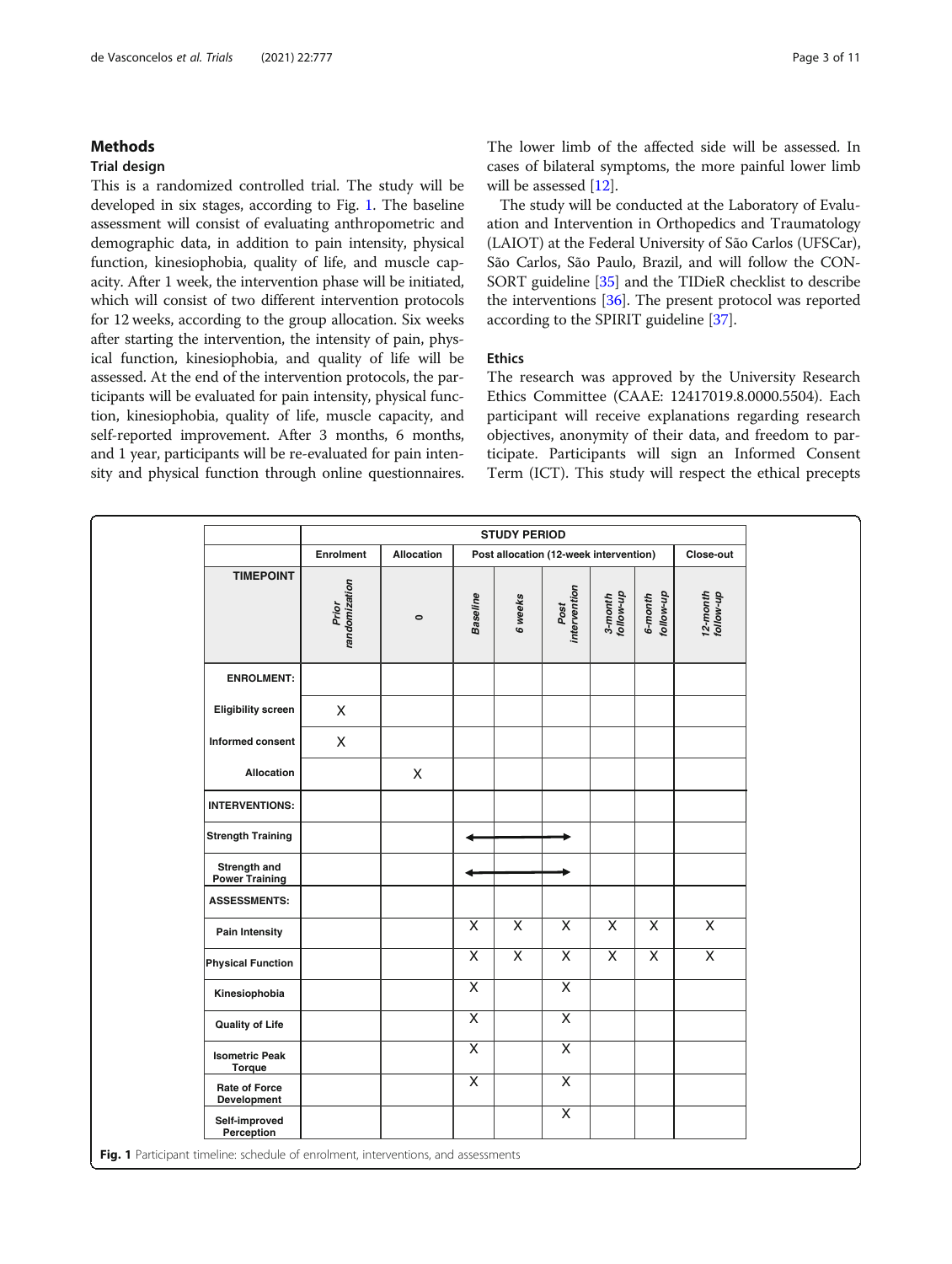## Methods

### Trial design

This is a randomized controlled trial. The study will be developed in six stages, according to Fig. 1. The baseline assessment will consist of evaluating anthropometric and demographic data, in addition to pain intensity, physical function, kinesiophobia, quality of life, and muscle capacity. After 1 week, the intervention phase will be initiated, which will consist of two different intervention protocols for 12 weeks, according to the group allocation. Six weeks after starting the intervention, the intensity of pain, physical function, kinesiophobia, and quality of life will be assessed. At the end of the intervention protocols, the participants will be evaluated for pain intensity, physical function, kinesiophobia, quality of life, muscle capacity, and self-reported improvement. After 3 months, 6 months, and 1 year, participants will be re-evaluated for pain intensity and physical function through online questionnaires. The lower limb of the affected side will be assessed. In cases of bilateral symptoms, the more painful lower limb will be assessed [12].

The study will be conducted at the Laboratory of Evaluation and Intervention in Orthopedics and Traumatology (LAIOT) at the Federal University of São Carlos (UFSCar), São Carlos, São Paulo, Brazil, and will follow the CONSORT guideline [35] and the TIDieR checklist to describe the interventions [36]. The present protocol was reported according to the SPIRIT guideline [37].

### Ethics

The research was approved by the University Research Ethics Committee (CAAE: 12417019.8.0000.5504). Each participant will receive explanations regarding research objectives, anonymity of their data, and freedom to participate. Participants will sign an Informed Consent Term (ICT). This study will respect the ethical precepts

| | STUDY PERIOD | | | | | | | |
|---|---|---|---|---|---|---|---|---|
| | Enrolment | Allocation | Post allocation (12-week intervention) | | | | | Close-out |
| TIMEPOINT | Prior randomization | 0 | Baseline | 6 weeks | Post intervention | 3-month follow-up | 6-month follow-up | 12-month follow-up |
| ENROLMENT: | | | | | | | | |
| Eligibility screen | X | | | | | | | |
| Informed consent | X | | | | | | | |
| Allocation | | X | | | | | | |
| INTERVENTIONS: | | | | | | | | |
| Strength Training | | | ⟵ | ⟶ | ⟶ | | | |
| Strength and Power Training | | | ⟵ | ⟶ | ⟶ | | | |
| ASSESSMENTS: | | | | | | | | |
| Pain Intensity | | | X | X | X | X | X | X |
| Physical Function | | | X | X | X | X | X | X |
| Kinesiophobia | | | X | | X | | | |
| Quality of Life | | | X | | X | | | |
| Isometric Peak Torque | | | X | | X | | | |
| Rate of Force Development | | | X | | X | | | |
| Self-improved Perception | | | | | X | | | |

**Fig. 1** Participant timeline: schedule of enrolment, interventions, and assessments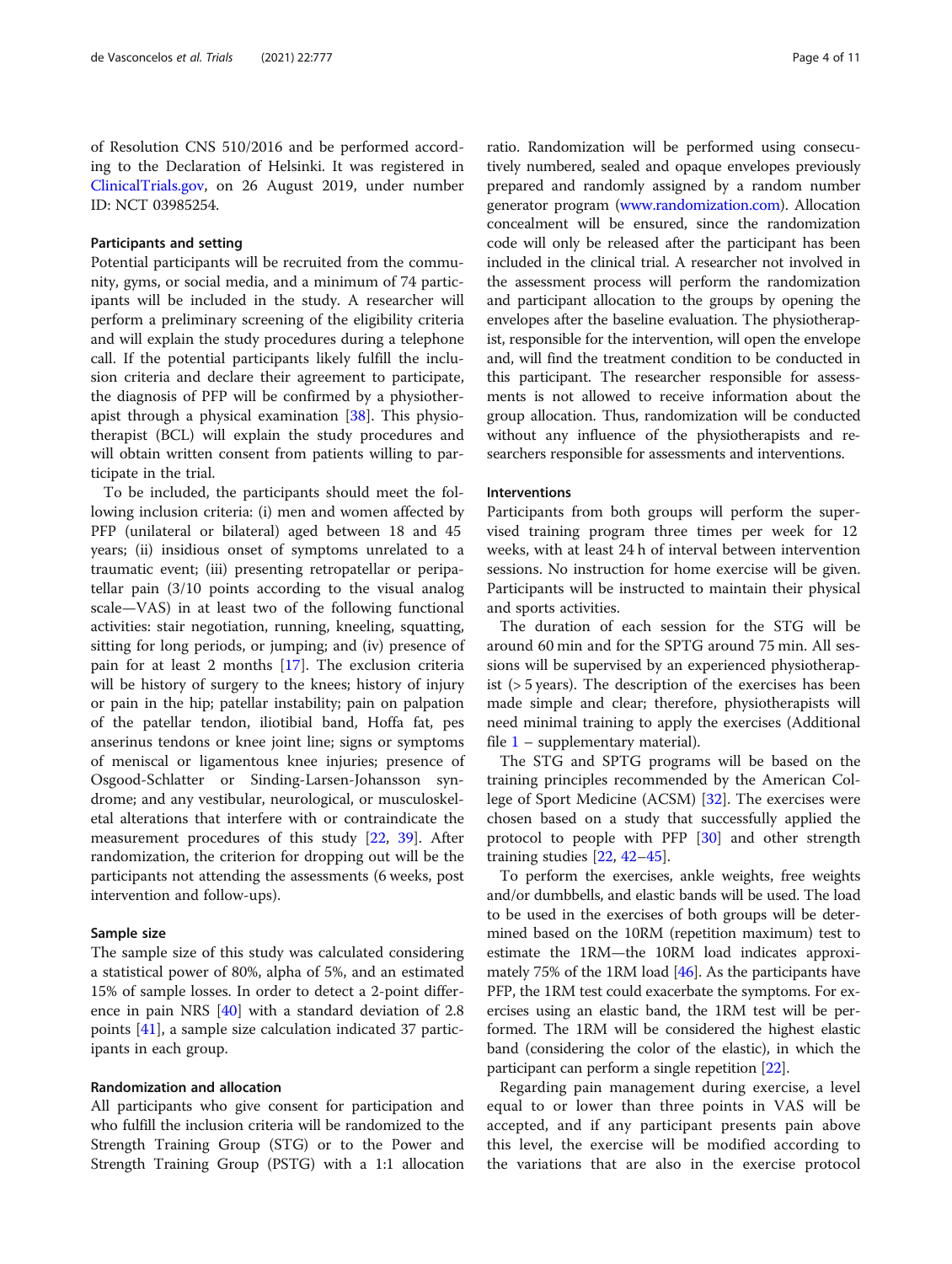of Resolution CNS 510/2016 and be performed according to the Declaration of Helsinki. It was registered in ClinicalTrials.gov, on 26 August 2019, under number ID: NCT 03985254.

### Participants and setting

Potential participants will be recruited from the community, gyms, or social media, and a minimum of 74 participants will be included in the study. A researcher will perform a preliminary screening of the eligibility criteria and will explain the study procedures during a telephone call. If the potential participants likely fulfill the inclusion criteria and declare their agreement to participate, the diagnosis of PFP will be confirmed by a physiotherapist through a physical examination [38]. This physiotherapist (BCL) will explain the study procedures and will obtain written consent from patients willing to participate in the trial.

To be included, the participants should meet the following inclusion criteria: (i) men and women affected by PFP (unilateral or bilateral) aged between 18 and 45 years; (ii) insidious onset of symptoms unrelated to a traumatic event; (iii) presenting retropatellar or peripatellar pain (3/10 points according to the visual analog scale—VAS) in at least two of the following functional activities: stair negotiation, running, kneeling, squatting, sitting for long periods, or jumping; and (iv) presence of pain for at least 2 months [17]. The exclusion criteria will be history of surgery to the knees; history of injury or pain in the hip; patellar instability; pain on palpation of the patellar tendon, iliotibial band, Hoffa fat, pes anserinus tendons or knee joint line; signs or symptoms of meniscal or ligamentous knee injuries; presence of Osgood-Schlatter or Sinding-Larsen-Johansson syndrome; and any vestibular, neurological, or musculoskeletal alterations that interfere with or contraindicate the measurement procedures of this study [22, 39]. After randomization, the criterion for dropping out will be the participants not attending the assessments (6 weeks, post intervention and follow-ups).

### Sample size

The sample size of this study was calculated considering a statistical power of 80%, alpha of 5%, and an estimated 15% of sample losses. In order to detect a 2-point difference in pain NRS [40] with a standard deviation of 2.8 points [41], a sample size calculation indicated 37 participants in each group.

### Randomization and allocation

All participants who give consent for participation and who fulfill the inclusion criteria will be randomized to the Strength Training Group (STG) or to the Power and Strength Training Group (PSTG) with a 1:1 allocation ratio. Randomization will be performed using consecutively numbered, sealed and opaque envelopes previously prepared and randomly assigned by a random number generator program (www.randomization.com). Allocation concealment will be ensured, since the randomization code will only be released after the participant has been included in the clinical trial. A researcher not involved in the assessment process will perform the randomization and participant allocation to the groups by opening the envelopes after the baseline evaluation. The physiotherapist, responsible for the intervention, will open the envelope and, will find the treatment condition to be conducted in this participant. The researcher responsible for assessments is not allowed to receive information about the group allocation. Thus, randomization will be conducted without any influence of the physiotherapists and researchers responsible for assessments and interventions.

### Interventions

Participants from both groups will perform the supervised training program three times per week for 12 weeks, with at least 24 h of interval between intervention sessions. No instruction for home exercise will be given. Participants will be instructed to maintain their physical and sports activities.

The duration of each session for the STG will be around 60 min and for the SPTG around 75 min. All sessions will be supervised by an experienced physiotherapist (> 5 years). The description of the exercises has been made simple and clear; therefore, physiotherapists will need minimal training to apply the exercises (Additional file 1 – supplementary material).

The STG and SPTG programs will be based on the training principles recommended by the American College of Sport Medicine (ACSM) [32]. The exercises were chosen based on a study that successfully applied the protocol to people with PFP [30] and other strength training studies [22, 42–45].

To perform the exercises, ankle weights, free weights and/or dumbbells, and elastic bands will be used. The load to be used in the exercises of both groups will be determined based on the 10RM (repetition maximum) test to estimate the 1RM—the 10RM load indicates approximately 75% of the 1RM load [46]. As the participants have PFP, the 1RM test could exacerbate the symptoms. For exercises using an elastic band, the 1RM test will be performed. The 1RM will be considered the highest elastic band (considering the color of the elastic), in which the participant can perform a single repetition [22].

Regarding pain management during exercise, a level equal to or lower than three points in VAS will be accepted, and if any participant presents pain above this level, the exercise will be modified according to the variations that are also in the exercise protocol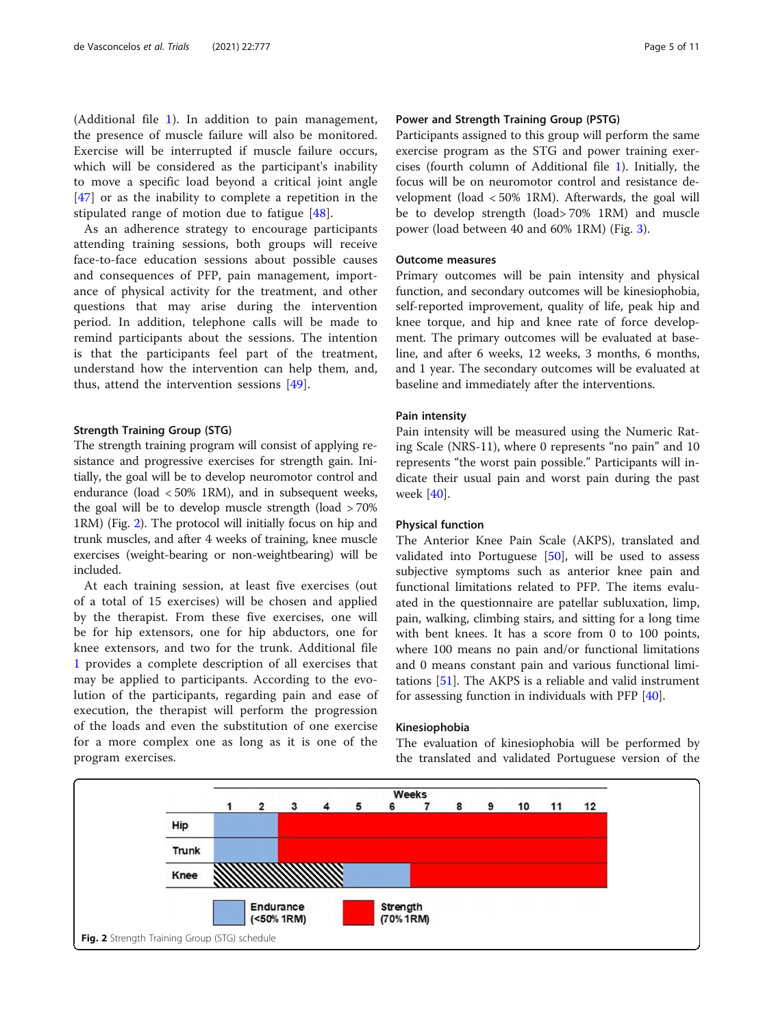(Additional file 1). In addition to pain management, the presence of muscle failure will also be monitored. Exercise will be interrupted if muscle failure occurs, which will be considered as the participant's inability to move a specific load beyond a critical joint angle [47] or as the inability to complete a repetition in the stipulated range of motion due to fatigue [48].

As an adherence strategy to encourage participants attending training sessions, both groups will receive face-to-face education sessions about possible causes and consequences of PFP, pain management, importance of physical activity for the treatment, and other questions that may arise during the intervention period. In addition, telephone calls will be made to remind participants about the sessions. The intention is that the participants feel part of the treatment, understand how the intervention can help them, and, thus, attend the intervention sessions [49].

### Strength Training Group (STG)

The strength training program will consist of applying resistance and progressive exercises for strength gain. Initially, the goal will be to develop neuromotor control and endurance (load < 50% 1RM), and in subsequent weeks, the goal will be to develop muscle strength (load > 70% 1RM) (Fig. 2). The protocol will initially focus on hip and trunk muscles, and after 4 weeks of training, knee muscle exercises (weight-bearing or non-weightbearing) will be included.

At each training session, at least five exercises (out of a total of 15 exercises) will be chosen and applied by the therapist. From these five exercises, one will be for hip extensors, one for hip abductors, one for knee extensors, and two for the trunk. Additional file 1 provides a complete description of all exercises that may be applied to participants. According to the evolution of the participants, regarding pain and ease of execution, the therapist will perform the progression of the loads and even the substitution of one exercise for a more complex one as long as it is one of the program exercises.

### Power and Strength Training Group (PSTG)

Participants assigned to this group will perform the same exercise program as the STG and power training exercises (fourth column of Additional file 1). Initially, the focus will be on neuromotor control and resistance development (load < 50% 1RM). Afterwards, the goal will be to develop strength (load> 70% 1RM) and muscle power (load between 40 and 60% 1RM) (Fig. 3).

### Outcome measures

Primary outcomes will be pain intensity and physical function, and secondary outcomes will be kinesiophobia, self-reported improvement, quality of life, peak hip and knee torque, and hip and knee rate of force development. The primary outcomes will be evaluated at baseline, and after 6 weeks, 12 weeks, 3 months, 6 months, and 1 year. The secondary outcomes will be evaluated at baseline and immediately after the interventions.

### Pain intensity

Pain intensity will be measured using the Numeric Rating Scale (NRS-11), where 0 represents "no pain" and 10 represents "the worst pain possible." Participants will indicate their usual pain and worst pain during the past week [40].

### Physical function

The Anterior Knee Pain Scale (AKPS), translated and validated into Portuguese [50], will be used to assess subjective symptoms such as anterior knee pain and functional limitations related to PFP. The items evaluated in the questionnaire are patellar subluxation, limp, pain, walking, climbing stairs, and sitting for a long time with bent knees. It has a score from 0 to 100 points, where 100 means no pain and/or functional limitations and 0 means constant pain and various functional limitations [51]. The AKPS is a reliable and valid instrument for assessing function in individuals with PFP [40].

### Kinesiophobia

The evaluation of kinesiophobia will be performed by the translated and validated Portuguese version of the

**Fig. 2** Strength Training Group (STG) schedule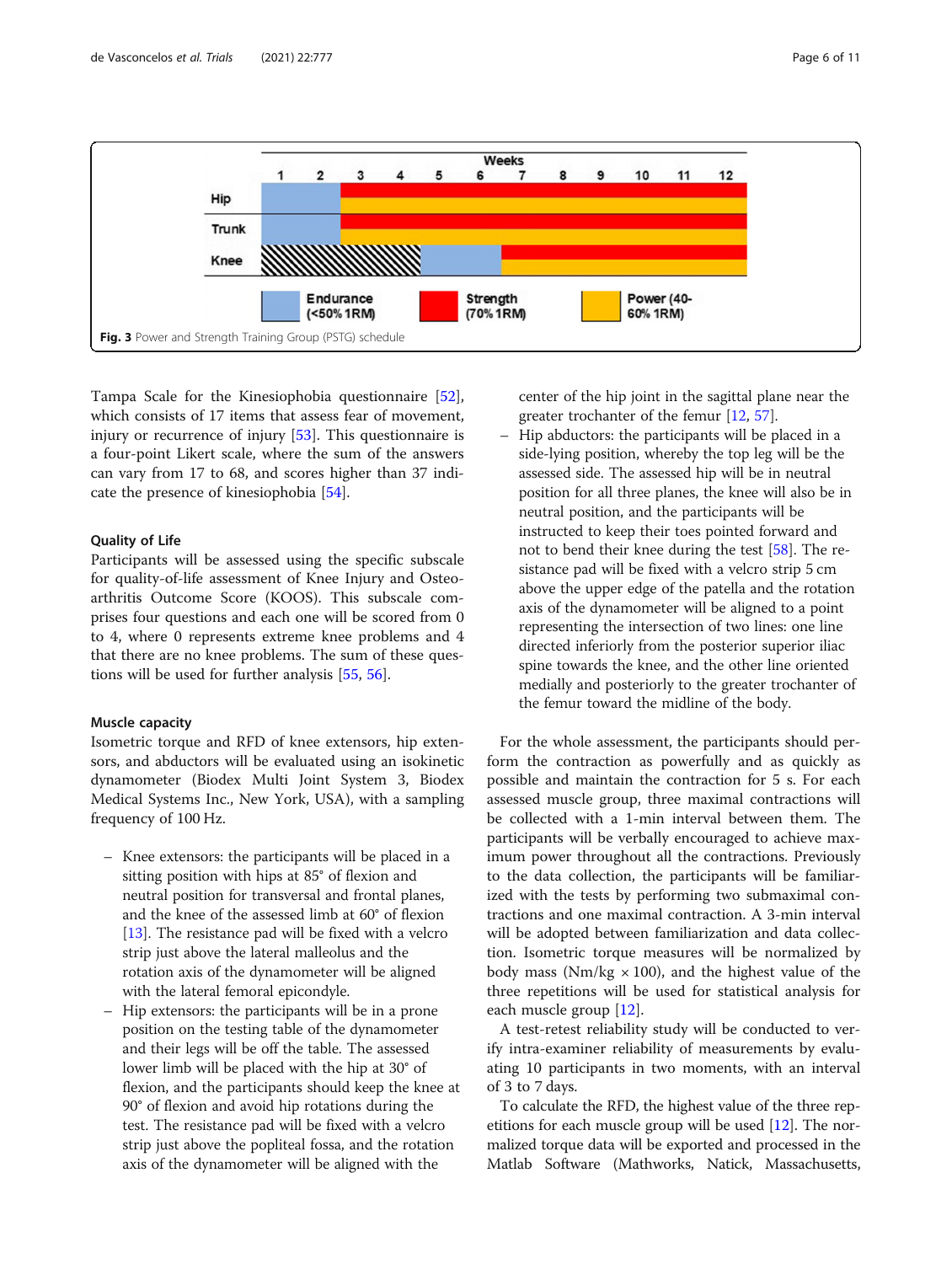Fig. 3 Power and Strength Training Group (PSTG) schedule

Tampa Scale for the Kinesiophobia questionnaire [52], which consists of 17 items that assess fear of movement, injury or recurrence of injury [53]. This questionnaire is a four-point Likert scale, where the sum of the answers can vary from 17 to 68, and scores higher than 37 indicate the presence of kinesiophobia [54].

### Quality of Life

Participants will be assessed using the specific subscale for quality-of-life assessment of Knee Injury and Osteoarthritis Outcome Score (KOOS). This subscale comprises four questions and each one will be scored from 0 to 4, where 0 represents extreme knee problems and 4 that there are no knee problems. The sum of these questions will be used for further analysis [55, 56].

### Muscle capacity

Isometric torque and RFD of knee extensors, hip extensors, and abductors will be evaluated using an isokinetic dynamometer (Biodex Multi Joint System 3, Biodex Medical Systems Inc., New York, USA), with a sampling frequency of 100 Hz.

- Knee extensors: the participants will be placed in a sitting position with hips at 85° of flexion and neutral position for transversal and frontal planes, and the knee of the assessed limb at 60° of flexion [13]. The resistance pad will be fixed with a velcro strip just above the lateral malleolus and the rotation axis of the dynamometer will be aligned with the lateral femoral epicondyle.
- Hip extensors: the participants will be in a prone position on the testing table of the dynamometer and their legs will be off the table. The assessed lower limb will be placed with the hip at 30° of flexion, and the participants should keep the knee at 90° of flexion and avoid hip rotations during the test. The resistance pad will be fixed with a velcro strip just above the popliteal fossa, and the rotation axis of the dynamometer will be aligned with the center of the hip joint in the sagittal plane near the greater trochanter of the femur [12, 57].
- Hip abductors: the participants will be placed in a side-lying position, whereby the top leg will be the assessed side. The assessed hip will be in neutral position for all three planes, the knee will also be in neutral position, and the participants will be instructed to keep their toes pointed forward and not to bend their knee during the test [58]. The resistance pad will be fixed with a velcro strip 5 cm above the upper edge of the patella and the rotation axis of the dynamometer will be aligned to a point representing the intersection of two lines: one line directed inferiorly from the posterior superior iliac spine towards the knee, and the other line oriented medially and posteriorly to the greater trochanter of the femur toward the midline of the body.

For the whole assessment, the participants should perform the contraction as powerfully and as quickly as possible and maintain the contraction for 5 s. For each assessed muscle group, three maximal contractions will be collected with a 1-min interval between them. The participants will be verbally encouraged to achieve maximum power throughout all the contractions. Previously to the data collection, the participants will be familiarized with the tests by performing two submaximal contractions and one maximal contraction. A 3-min interval will be adopted between familiarization and data collection. Isometric torque measures will be normalized by body mass (Nm/kg × 100), and the highest value of the three repetitions will be used for statistical analysis for each muscle group [12].

A test-retest reliability study will be conducted to verify intra-examiner reliability of measurements by evaluating 10 participants in two moments, with an interval of 3 to 7 days.

To calculate the RFD, the highest value of the three repetitions for each muscle group will be used [12]. The normalized torque data will be exported and processed in the Matlab Software (Mathworks, Natick, Massachusetts,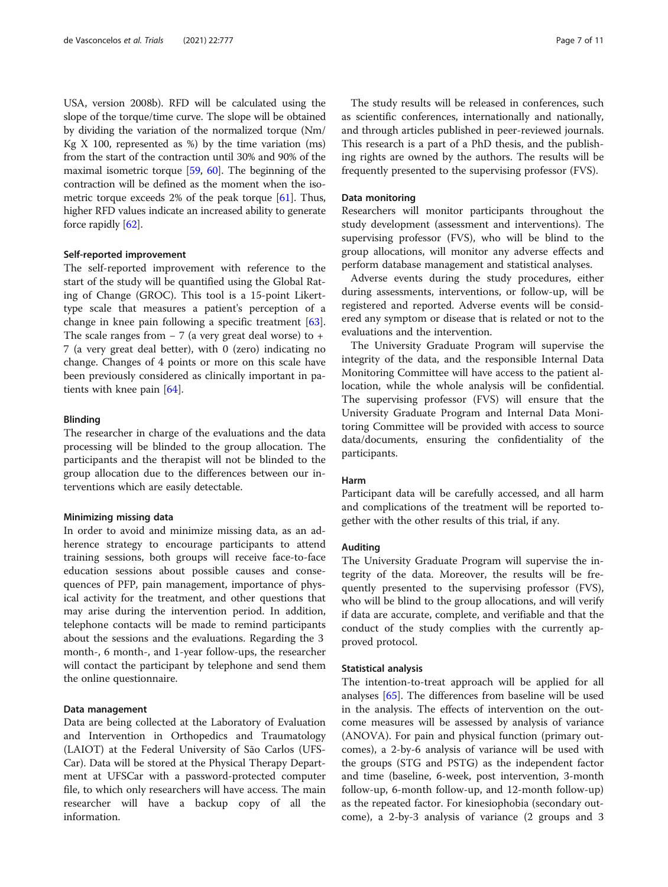USA, version 2008b). RFD will be calculated using the slope of the torque/time curve. The slope will be obtained by dividing the variation of the normalized torque (Nm/Kg X 100, represented as %) by the time variation (ms) from the start of the contraction until 30% and 90% of the maximal isometric torque [59, 60]. The beginning of the contraction will be defined as the moment when the isometric torque exceeds 2% of the peak torque [61]. Thus, higher RFD values indicate an increased ability to generate force rapidly [62].

#### Self-reported improvement

The self-reported improvement with reference to the start of the study will be quantified using the Global Rating of Change (GROC). This tool is a 15-point Likert-type scale that measures a patient's perception of a change in knee pain following a specific treatment [63]. The scale ranges from − 7 (a very great deal worse) to + 7 (a very great deal better), with 0 (zero) indicating no change. Changes of 4 points or more on this scale have been previously considered as clinically important in patients with knee pain [64].

#### Blinding

The researcher in charge of the evaluations and the data processing will be blinded to the group allocation. The participants and the therapist will not be blinded to the group allocation due to the differences between our interventions which are easily detectable.

#### Minimizing missing data

In order to avoid and minimize missing data, as an adherence strategy to encourage participants to attend training sessions, both groups will receive face-to-face education sessions about possible causes and consequences of PFP, pain management, importance of physical activity for the treatment, and other questions that may arise during the intervention period. In addition, telephone contacts will be made to remind participants about the sessions and the evaluations. Regarding the 3 month-, 6 month-, and 1-year follow-ups, the researcher will contact the participant by telephone and send them the online questionnaire.

#### Data management

Data are being collected at the Laboratory of Evaluation and Intervention in Orthopedics and Traumatology (LAIOT) at the Federal University of São Carlos (UFSCar). Data will be stored at the Physical Therapy Department at UFSCar with a password-protected computer file, to which only researchers will have access. The main researcher will have a backup copy of all the information.

The study results will be released in conferences, such as scientific conferences, internationally and nationally, and through articles published in peer-reviewed journals. This research is a part of a PhD thesis, and the publishing rights are owned by the authors. The results will be frequently presented to the supervising professor (FVS).

#### Data monitoring

Researchers will monitor participants throughout the study development (assessment and interventions). The supervising professor (FVS), who will be blind to the group allocations, will monitor any adverse effects and perform database management and statistical analyses.

Adverse events during the study procedures, either during assessments, interventions, or follow-up, will be registered and reported. Adverse events will be considered any symptom or disease that is related or not to the evaluations and the intervention.

The University Graduate Program will supervise the integrity of the data, and the responsible Internal Data Monitoring Committee will have access to the patient allocation, while the whole analysis will be confidential. The supervising professor (FVS) will ensure that the University Graduate Program and Internal Data Monitoring Committee will be provided with access to source data/documents, ensuring the confidentiality of the participants.

#### Harm

Participant data will be carefully accessed, and all harm and complications of the treatment will be reported together with the other results of this trial, if any.

#### Auditing

The University Graduate Program will supervise the integrity of the data. Moreover, the results will be frequently presented to the supervising professor (FVS), who will be blind to the group allocations, and will verify if data are accurate, complete, and verifiable and that the conduct of the study complies with the currently approved protocol.

#### Statistical analysis

The intention-to-treat approach will be applied for all analyses [65]. The differences from baseline will be used in the analysis. The effects of intervention on the outcome measures will be assessed by analysis of variance (ANOVA). For pain and physical function (primary outcomes), a 2-by-6 analysis of variance will be used with the groups (STG and PSTG) as the independent factor and time (baseline, 6-week, post intervention, 3-month follow-up, 6-month follow-up, and 12-month follow-up) as the repeated factor. For kinesiophobia (secondary outcome), a 2-by-3 analysis of variance (2 groups and 3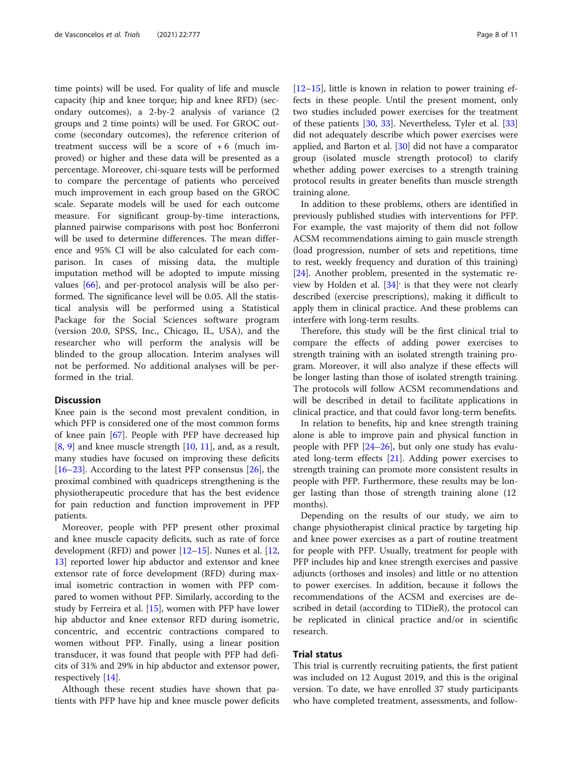time points) will be used. For quality of life and muscle capacity (hip and knee torque; hip and knee RFD) (secondary outcomes), a 2-by-2 analysis of variance (2 groups and 2 time points) will be used. For GROC outcome (secondary outcomes), the reference criterion of treatment success will be a score of + 6 (much improved) or higher and these data will be presented as a percentage. Moreover, chi-square tests will be performed to compare the percentage of patients who perceived much improvement in each group based on the GROC scale. Separate models will be used for each outcome measure. For significant group-by-time interactions, planned pairwise comparisons with post hoc Bonferroni will be used to determine differences. The mean difference and 95% CI will be also calculated for each comparison. In cases of missing data, the multiple imputation method will be adopted to impute missing values [66], and per-protocol analysis will be also performed. The significance level will be 0.05. All the statistical analysis will be performed using a Statistical Package for the Social Sciences software program (version 20.0, SPSS, Inc., Chicago, IL, USA), and the researcher who will perform the analysis will be blinded to the group allocation. Interim analyses will not be performed. No additional analyses will be performed in the trial.

## Discussion

Knee pain is the second most prevalent condition, in which PFP is considered one of the most common forms of knee pain [67]. People with PFP have decreased hip [8, 9] and knee muscle strength [10, 11], and, as a result, many studies have focused on improving these deficits [16–23]. According to the latest PFP consensus [26], the proximal combined with quadriceps strengthening is the physiotherapeutic procedure that has the best evidence for pain reduction and function improvement in PFP patients.

Moreover, people with PFP present other proximal and knee muscle capacity deficits, such as rate of force development (RFD) and power [12–15]. Nunes et al. [12, 13] reported lower hip abductor and extensor and knee extensor rate of force development (RFD) during maximal isometric contraction in women with PFP compared to women without PFP. Similarly, according to the study by Ferreira et al. [15], women with PFP have lower hip abductor and knee extensor RFD during isometric, concentric, and eccentric contractions compared to women without PFP. Finally, using a linear position transducer, it was found that people with PFP had deficits of 31% and 29% in hip abductor and extensor power, respectively [14].

Although these recent studies have shown that patients with PFP have hip and knee muscle power deficits [12–15], little is known in relation to power training effects in these people. Until the present moment, only two studies included power exercises for the treatment of these patients [30, 33]. Nevertheless, Tyler et al. [33] did not adequately describe which power exercises were applied, and Barton et al. [30] did not have a comparator group (isolated muscle strength protocol) to clarify whether adding power exercises to a strength training protocol results in greater benefits than muscle strength training alone.

In addition to these problems, others are identified in previously published studies with interventions for PFP. For example, the vast majority of them did not follow ACSM recommendations aiming to gain muscle strength (load progression, number of sets and repetitions, time to rest, weekly frequency and duration of this training) [24]. Another problem, presented in the systematic review by Holden et al. [34]' is that they were not clearly described (exercise prescriptions), making it difficult to apply them in clinical practice. And these problems can interfere with long-term results.

Therefore, this study will be the first clinical trial to compare the effects of adding power exercises to strength training with an isolated strength training program. Moreover, it will also analyze if these effects will be longer lasting than those of isolated strength training. The protocols will follow ACSM recommendations and will be described in detail to facilitate applications in clinical practice, and that could favor long-term benefits.

In relation to benefits, hip and knee strength training alone is able to improve pain and physical function in people with PFP [24–26], but only one study has evaluated long-term effects [21]. Adding power exercises to strength training can promote more consistent results in people with PFP. Furthermore, these results may be longer lasting than those of strength training alone (12 months).

Depending on the results of our study, we aim to change physiotherapist clinical practice by targeting hip and knee power exercises as a part of routine treatment for people with PFP. Usually, treatment for people with PFP includes hip and knee strength exercises and passive adjuncts (orthoses and insoles) and little or no attention to power exercises. In addition, because it follows the recommendations of the ACSM and exercises are described in detail (according to TIDieR), the protocol can be replicated in clinical practice and/or in scientific research.

## Trial status

This trial is currently recruiting patients, the first patient was included on 12 August 2019, and this is the original version. To date, we have enrolled 37 study participants who have completed treatment, assessments, and follow-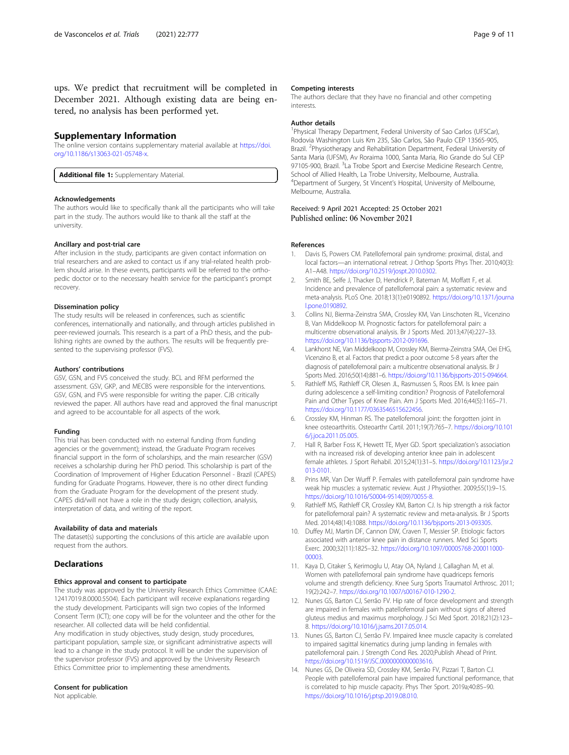ups. We predict that recruitment will be completed in December 2021. Although existing data are being entered, no analysis has been performed yet.

## Supplementary Information

The online version contains supplementary material available at https://doi.org/10.1186/s13063-021-05748-x.

**Additional file 1:** Supplementary Material.

### Acknowledgements

The authors would like to specifically thank all the participants who will take part in the study. The authors would like to thank all the staff at the university.

### Ancillary and post-trial care

After inclusion in the study, participants are given contact information on trial researchers and are asked to contact us if any trial-related health problem should arise. In these events, participants will be referred to the orthopedic doctor or to the necessary health service for the participant's prompt recovery.

### Dissemination policy

The study results will be released in conferences, such as scientific conferences, internationally and nationally, and through articles published in peer-reviewed journals. This research is a part of a PhD thesis, and the publishing rights are owned by the authors. The results will be frequently presented to the supervising professor (FVS).

### Authors' contributions

GSV, GSN, and FVS conceived the study. BCL and RFM performed the assessment. GSV, GKP, and MECBS were responsible for the interventions. GSV, GSN, and FVS were responsible for writing the paper. CJB critically reviewed the paper. All authors have read and approved the final manuscript and agreed to be accountable for all aspects of the work.

### Funding

This trial has been conducted with no external funding (from funding agencies or the government); instead, the Graduate Program receives financial support in the form of scholarships, and the main researcher (GSV) receives a scholarship during her PhD period. This scholarship is part of the Coordination of Improvement of Higher Education Personnel - Brazil (CAPES) funding for Graduate Programs. However, there is no other direct funding from the Graduate Program for the development of the present study. CAPES did/will not have a role in the study design; collection, analysis, interpretation of data, and writing of the report.

### Availability of data and materials

The dataset(s) supporting the conclusions of this article are available upon request from the authors.

## Declarations

### Ethics approval and consent to participate

The study was approved by the University Research Ethics Committee (CAAE: 12417019.8.0000.5504). Each participant will receive explanations regarding the study development. Participants will sign two copies of the Informed Consent Term (ICT); one copy will be for the volunteer and the other for the researcher. All collected data will be held confidential.

Any modification in study objectives, study design, study procedures, participant population, sample size, or significant administrative aspects will lead to a change in the study protocol. It will be under the supervision of the supervisor professor (FVS) and approved by the University Research Ethics Committee prior to implementing these amendments.

### Consent for publication

Not applicable.

### Competing interests

The authors declare that they have no financial and other competing interests.

### Author details

[1]Physical Therapy Department, Federal University of Sao Carlos (UFSCar), Rodovia Washington Luis Km 235, São Carlos, São Paulo CEP 13565-905, Brazil. [2]Physiotherapy and Rehabilitation Department, Federal University of Santa Maria (UFSM), Av Roraima 1000, Santa Maria, Rio Grande do Sul CEP 97105-900, Brazil. [3]La Trobe Sport and Exercise Medicine Research Centre, School of Allied Health, La Trobe University, Melbourne, Australia. [4]Department of Surgery, St Vincent's Hospital, University of Melbourne, Melbourne, Australia.

Received: 9 April 2021 Accepted: 25 October 2021
Published online: 06 November 2021

### References

1. Davis IS, Powers CM. Patellofemoral pain syndrome: proximal, distal, and local factors—an international retreat. J Orthop Sports Phys Ther. 2010;40(3): A1–A48. https://doi.org/10.2519/jospt.2010.0302.
2. Smith BE, Selfe J, Thacker D, Hendrick P, Bateman M, Moffatt F, et al. Incidence and prevalence of patellofemoral pain: a systematic review and meta-analysis. PLoS One. 2018;13(1):e0190892. https://doi.org/10.1371/journal.pone.0190892.
3. Collins NJ, Bierma-Zeinstra SMA, Crossley KM, Van Linschoten RL, Vicenzino B, Van Middelkoop M. Prognostic factors for patellofemoral pain: a multicentre observational analysis. Br J Sports Med. 2013;47(4):227–33. https://doi.org/10.1136/bjsports-2012-091696.
4. Lankhorst NE, Van Middelkoop M, Crossley KM, Bierma-Zeinstra SMA, Oei EHG, Vicenzino B, et al. Factors that predict a poor outcome 5-8 years after the diagnosis of patellofemoral pain: a multicentre observational analysis. Br J Sports Med. 2016;50(14):881–6. https://doi.org/10.1136/bjsports-2015-094664.
5. Rathleff MS, Rathleff CR, Olesen JL, Rasmussen S, Roos EM. Is knee pain during adolescence a self-limiting condition? Prognosis of Patellofemoral Pain and Other Types of Knee Pain. Am J Sports Med. 2016;44(5):1165–71. https://doi.org/10.1177/0363546515622456.
6. Crossley KM, Hinman RS. The patellofemoral joint: the forgotten joint in knee osteoarthritis. Osteoarthr Cartil. 2011;19(7):765–7. https://doi.org/10.1016/j.joca.2011.05.005.
7. Hall R, Barber Foss K, Hewett TE, Myer GD. Sport specialization's association with an increased risk of developing anterior knee pain in adolescent female athletes. J Sport Rehabil. 2015;24(1):31–5. https://doi.org/10.1123/jsr.2013-0101.
8. Prins MR, Van Der Wurff P. Females with patellofemoral pain syndrome have weak hip muscles: a systematic review. Aust J Physiother. 2009;55(1):9–15. https://doi.org/10.1016/S0004-9514(09)70055-8.
9. Rathleff MS, Rathleff CR, Crossley KM, Barton CJ. Is hip strength a risk factor for patellofemoral pain? A systematic review and meta-analysis. Br J Sports Med. 2014;48(14):1088. https://doi.org/10.1136/bjsports-2013-093305.
10. Duffey MJ, Martin DF, Cannon DW, Craven T, Messier SP. Etiologic factors associated with anterior knee pain in distance runners. Med Sci Sports Exerc. 2000;32(11):1825–32. https://doi.org/10.1097/00005768-200011000-00003.
11. Kaya D, Citaker S, Kerimoglu U, Atay OA, Nyland J, Callaghan M, et al. Women with patellofemoral pain syndrome have quadriceps femoris volume and strength deficiency. Knee Surg Sports Traumatol Arthrosc. 2011; 19(2):242–7. https://doi.org/10.1007/s00167-010-1290-2.
12. Nunes GS, Barton CJ, Serrão FV. Hip rate of force development and strength are impaired in females with patellofemoral pain without signs of altered gluteus medius and maximus morphology. J Sci Med Sport. 2018;21(2):123–8. https://doi.org/10.1016/j.jsams.2017.05.014.
13. Nunes GS, Barton CJ, Serrão FV. Impaired knee muscle capacity is correlated to impaired sagittal kinematics during jump landing in females with patellofemoral pain. J Strength Cond Res. 2020;Publish Ahead of Print. https://doi.org/10.1519/JSC.0000000000003616.
14. Nunes GS, De Oliveira SD, Crossley KM, Serrão FV, Pizzari T, Barton CJ. People with patellofemoral pain have impaired functional performance, that is correlated to hip muscle capacity. Phys Ther Sport. 2019a;40:85–90. https://doi.org/10.1016/j.ptsp.2019.08.010.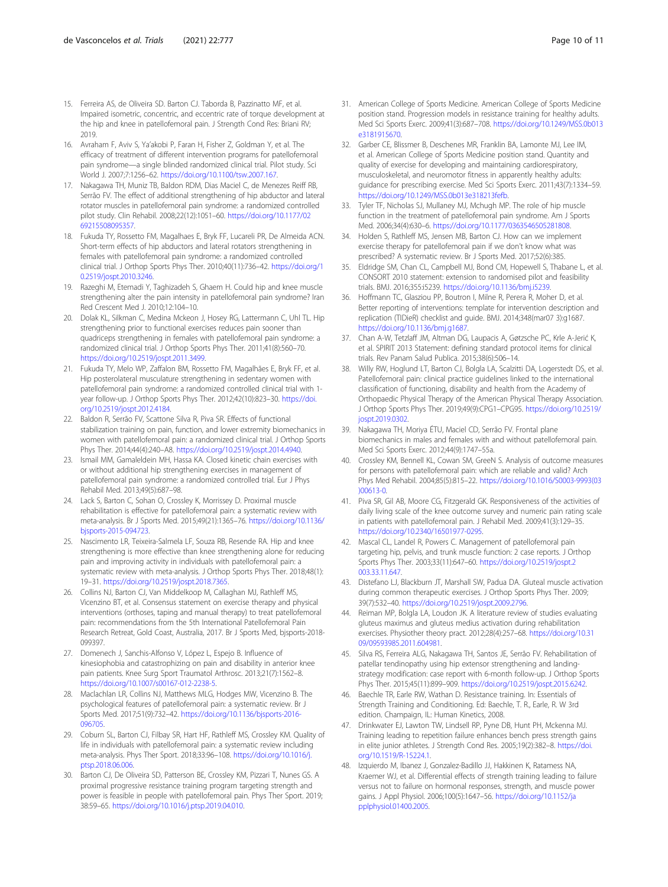15. Ferreira AS, de Oliveira SD. Barton CJ. Taborda B, Pazzinatto MF, et al. Impaired isometric, concentric, and eccentric rate of torque development at the hip and knee in patellofemoral pain. J Strength Cond Res: Briani RV; 2019.
16. Avraham F, Aviv S, Ya'akobi P, Faran H, Fisher Z, Goldman Y, et al. The efficacy of treatment of different intervention programs for patellofemoral pain syndrome—a single blinded randomized clinical trial. Pilot study. Sci World J. 2007;7:1256–62. https://doi.org/10.1100/tsw.2007.167.
17. Nakagawa TH, Muniz TB, Baldon RDM, Dias Maciel C, de Menezes Reiff RB, Serrão FV. The effect of additional strengthening of hip abductor and lateral rotator muscles in patellofemoral pain syndrome: a randomized controlled pilot study. Clin Rehabil. 2008;22(12):1051–60. https://doi.org/10.1177/0269215508095357.
18. Fukuda TY, Rossetto FM, Magalhaes E, Bryk FF, Lucareli PR, De Almeida ACN. Short-term effects of hip abductors and lateral rotators strengthening in females with patellofemoral pain syndrome: a randomized controlled clinical trial. J Orthop Sports Phys Ther. 2010;40(11):736–42. https://doi.org/10.2519/jospt.2010.3246.
19. Razeghi M, Etemadi Y, Taghizadeh S, Ghaem H. Could hip and knee muscle strengthening alter the pain intensity in patellofemoral pain syndrome? Iran Red Crescent Med J. 2010;12:104–10.
20. Dolak KL, Silkman C, Medina Mckeon J, Hosey RG, Lattermann C, Uhl TL. Hip strengthening prior to functional exercises reduces pain sooner than quadriceps strengthening in females with patellofemoral pain syndrome: a randomized clinical trial. J Orthop Sports Phys Ther. 2011;41(8):560–70. https://doi.org/10.2519/jospt.2011.3499.
21. Fukuda TY, Melo WP, Zaffalon BM, Rossetto FM, Magalhães E, Bryk FF, et al. Hip posterolateral musculature strengthening in sedentary women with patellofemoral pain syndrome: a randomized controlled clinical trial with 1-year follow-up. J Orthop Sports Phys Ther. 2012;42(10):823–30. https://doi.org/10.2519/jospt.2012.4184.
22. Baldon R, Serrão FV, Scattone Silva R, Piva SR. Effects of functional stabilization training on pain, function, and lower extremity biomechanics in women with patellofemoral pain: a randomized clinical trial. J Orthop Sports Phys Ther. 2014;44(4):240–A8. https://doi.org/10.2519/jospt.2014.4940.
23. Ismail MM, Gamaleldein MH, Hassa KA. Closed kinetic chain exercises with or without additional hip strengthening exercises in management of patellofemoral pain syndrome: a randomized controlled trial. Eur J Phys Rehabil Med. 2013;49(5):687–98.
24. Lack S, Barton C, Sohan O, Crossley K, Morrissey D. Proximal muscle rehabilitation is effective for patellofemoral pain: a systematic review with meta-analysis. Br J Sports Med. 2015;49(21):1365–76. https://doi.org/10.1136/bjsports-2015-094723.
25. Nascimento LR, Teixeira-Salmela LF, Souza RB, Resende RA. Hip and knee strengthening is more effective than knee strengthening alone for reducing pain and improving activity in individuals with patellofemoral pain: a systematic review with meta-analysis. J Orthop Sports Phys Ther. 2018;48(1):19–31. https://doi.org/10.2519/jospt.2018.7365.
26. Collins NJ, Barton CJ, Van Middelkoop M, Callaghan MJ, Rathleff MS, Vicenzino BT, et al. Consensus statement on exercise therapy and physical interventions (orthoses, taping and manual therapy) to treat patellofemoral pain: recommendations from the 5th International Patellofemoral Pain Research Retreat, Gold Coast, Australia, 2017. Br J Sports Med, bjsports-2018-099397.
27. Domenech J, Sanchis-Alfonso V, López L, Espejo B. Influence of kinesiophobia and catastrophizing on pain and disability in anterior knee pain patients. Knee Surg Sport Traumatol Arthrosc. 2013;21(7):1562–8. https://doi.org/10.1007/s00167-012-2238-5.
28. Maclachlan LR, Collins NJ, Matthews MLG, Hodges MW, Vicenzino B. The psychological features of patellofemoral pain: a systematic review. Br J Sports Med. 2017;51(9):732–42. https://doi.org/10.1136/bjsports-2016-096705.
29. Coburn SL, Barton CJ, Filbay SR, Hart HF, Rathleff MS, Crossley KM. Quality of life in individuals with patellofemoral pain: a systematic review including meta-analysis. Phys Ther Sport. 2018;33:96–108. https://doi.org/10.1016/j.ptsp.2018.06.006.
30. Barton CJ, De Oliveira SD, Patterson BE, Crossley KM, Pizzari T, Nunes GS. A proximal progressive resistance training program targeting strength and power is feasible in people with patellofemoral pain. Phys Ther Sport. 2019;38:59–65. https://doi.org/10.1016/j.ptsp.2019.04.010.
31. American College of Sports Medicine. American College of Sports Medicine position stand. Progression models in resistance training for healthy adults. Med Sci Sports Exerc. 2009;41(3):687–708. https://doi.org/10.1249/MSS.0b013e3181915670.
32. Garber CE, Blissmer B, Deschenes MR, Franklin BA, Lamonte MJ, Lee IM, et al. American College of Sports Medicine position stand. Quantity and quality of exercise for developing and maintaining cardiorespiratory, musculoskeletal, and neuromotor fitness in apparently healthy adults: guidance for prescribing exercise. Med Sci Sports Exerc. 2011;43(7):1334–59. https://doi.org/10.1249/MSS.0b013e318213fefb.
33. Tyler TF, Nicholas SJ, Mullaney MJ, Mchugh MP. The role of hip muscle function in the treatment of patellofemoral pain syndrome. Am J Sports Med. 2006;34(4):630–6. https://doi.org/10.1177/0363546505281808.
34. Holden S, Rathleff MS, Jensen MB, Barton CJ. How can we implement exercise therapy for patellofemoral pain if we don't know what was prescribed? A systematic review. Br J Sports Med. 2017;52(6):385.
35. Eldridge SM, Chan CL, Campbell MJ, Bond CM, Hopewell S, Thabane L, et al. CONSORT 2010 statement: extension to randomised pilot and feasibility trials. BMJ. 2016;355:i5239. https://doi.org/10.1136/bmj.i5239.
36. Hoffmann TC, Glasziou PP, Boutron I, Milne R, Perera R, Moher D, et al. Better reporting of interventions: template for intervention description and replication (TIDieR) checklist and guide. BMJ. 2014;348(mar07 3):g1687. https://doi.org/10.1136/bmj.g1687.
37. Chan A-W, Tetzlaff JM, Altman DG, Laupacis A, Gøtzsche PC, Krle A-Jerić K, et al. SPIRIT 2013 Statement: defining standard protocol items for clinical trials. Rev Panam Salud Publica. 2015;38(6):506–14.
38. Willy RW, Hoglund LT, Barton CJ, Bolgla LA, Scalzitti DA, Logerstedt DS, et al. Patellofemoral pain: clinical practice guidelines linked to the international classification of functioning, disability and health from the Academy of Orthopaedic Physical Therapy of the American Physical Therapy Association. J Orthop Sports Phys Ther. 2019;49(9):CPG1–CPG95. https://doi.org/10.2519/jospt.2019.0302.
39. Nakagawa TH, Moriya ÉTU, Maciel CD, Serrão FV. Frontal plane biomechanics in males and females with and without patellofemoral pain. Med Sci Sports Exerc. 2012;44(9):1747–55a.
40. Crossley KM, Bennell KL, Cowan SM, GreeN S. Analysis of outcome measures for persons with patellofemoral pain: which are reliable and valid? Arch Phys Med Rehabil. 2004;85(5):815–22. https://doi.org/10.1016/S0003-9993(03)00613-0.
41. Piva SR, Gil AB, Moore CG, Fitzgerald GK. Responsiveness of the activities of daily living scale of the knee outcome survey and numeric pain rating scale in patients with patellofemoral pain. J Rehabil Med. 2009;41(3):129–35. https://doi.org/10.2340/16501977-0295.
42. Mascal CL, Landel R, Powers C. Management of patellofemoral pain targeting hip, pelvis, and trunk muscle function: 2 case reports. J Orthop Sports Phys Ther. 2003;33(11):647–60. https://doi.org/10.2519/jospt.2003.33.11.647.
43. Distefano LJ, Blackburn JT, Marshall SW, Padua DA. Gluteal muscle activation during common therapeutic exercises. J Orthop Sports Phys Ther. 2009;39(7):532–40. https://doi.org/10.2519/jospt.2009.2796.
44. Reiman MP, Bolgla LA, Loudon JK. A literature review of studies evaluating gluteus maximus and gluteus medius activation during rehabilitation exercises. Physiother theory pract. 2012;28(4):257–68. https://doi.org/10.3109/09593985.2011.604981.
45. Silva RS, Ferreira ALG, Nakagawa TH, Santos JE, Serrão FV. Rehabilitation of patellar tendinopathy using hip extensor strengthening and landing-strategy modification: case report with 6-month follow-up. J Orthop Sports Phys Ther. 2015;45(11):899–909. https://doi.org/10.2519/jospt.2015.6242.
46. Baechle TR, Earle RW, Wathan D. Resistance training. In: Essentials of Strength Training and Conditioning. Ed: Baechle, T. R., Earle, R. W 3rd edition. Champaign, IL: Human Kinetics, 2008.
47. Drinkwater EJ, Lawton TW, Lindsell RP, Pyne DB, Hunt PH, Mckenna MJ. Training leading to repetition failure enhances bench press strength gains in elite junior athletes. J Strength Cond Res. 2005;19(2):382–8. https://doi.org/10.1519/R-15224.1.
48. Izquierdo M, Ibanez J, Gonzalez-Badillo JJ, Hakkinen K, Ratamess NA, Kraemer WJ, et al. Differential effects of strength training leading to failure versus not to failure on hormonal responses, strength, and muscle power gains. J Appl Physiol. 2006;100(5):1647–56. https://doi.org/10.1152/japplphysiol.01400.2005.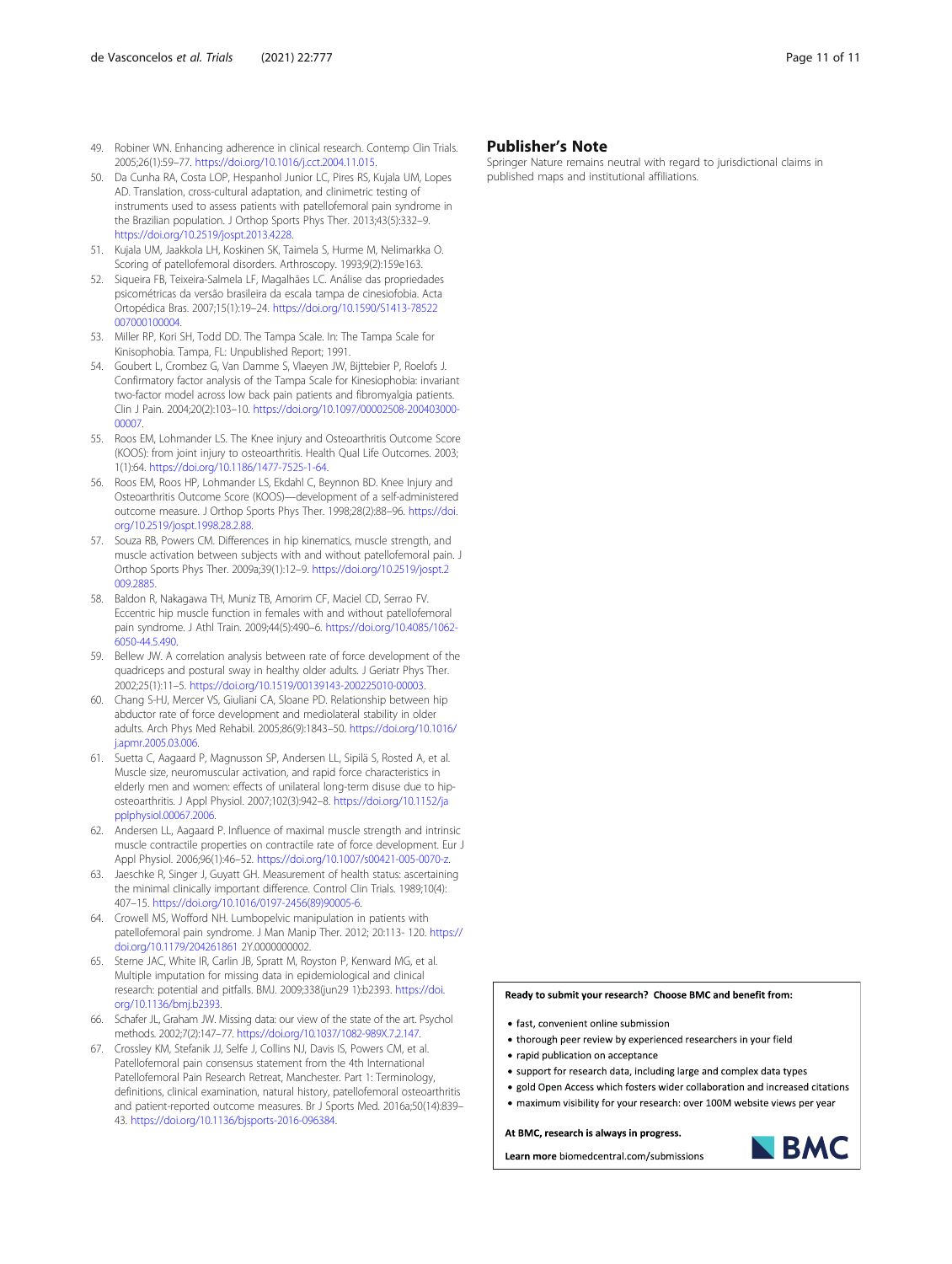49. Robiner WN. Enhancing adherence in clinical research. Contemp Clin Trials. 2005;26(1):59–77. https://doi.org/10.1016/j.cct.2004.11.015.
50. Da Cunha RA, Costa LOP, Hespanhol Junior LC, Pires RS, Kujala UM, Lopes AD. Translation, cross-cultural adaptation, and clinimetric testing of instruments used to assess patients with patellofemoral pain syndrome in the Brazilian population. J Orthop Sports Phys Ther. 2013;43(5):332–9. https://doi.org/10.2519/jospt.2013.4228.
51. Kujala UM, Jaakkola LH, Koskinen SK, Taimela S, Hurme M, Nelimarkka O. Scoring of patellofemoral disorders. Arthroscopy. 1993;9(2):159e163.
52. Siqueira FB, Teixeira-Salmela LF, Magalhães LC. Análise das propriedades psicométricas da versão brasileira da escala tampa de cinesiofobia. Acta Ortopédica Bras. 2007;15(1):19–24. https://doi.org/10.1590/S1413-78522007000100004.
53. Miller RP, Kori SH, Todd DD. The Tampa Scale. In: The Tampa Scale for Kinisophobia. Tampa, FL: Unpublished Report; 1991.
54. Goubert L, Crombez G, Van Damme S, Vlaeyen JW, Bijttebier P, Roelofs J. Confirmatory factor analysis of the Tampa Scale for Kinesiophobia: invariant two-factor model across low back pain patients and fibromyalgia patients. Clin J Pain. 2004;20(2):103–10. https://doi.org/10.1097/00002508-200403000-00007.
55. Roos EM, Lohmander LS. The Knee injury and Osteoarthritis Outcome Score (KOOS): from joint injury to osteoarthritis. Health Qual Life Outcomes. 2003;1(1):64. https://doi.org/10.1186/1477-7525-1-64.
56. Roos EM, Roos HP, Lohmander LS, Ekdahl C, Beynnon BD. Knee Injury and Osteoarthritis Outcome Score (KOOS)—development of a self-administered outcome measure. J Orthop Sports Phys Ther. 1998;28(2):88–96. https://doi.org/10.2519/jospt.1998.28.2.88.
57. Souza RB, Powers CM. Differences in hip kinematics, muscle strength, and muscle activation between subjects with and without patellofemoral pain. J Orthop Sports Phys Ther. 2009a;39(1):12–9. https://doi.org/10.2519/jospt.2009.2885.
58. Baldon R, Nakagawa TH, Muniz TB, Amorim CF, Maciel CD, Serrao FV. Eccentric hip muscle function in females with and without patellofemoral pain syndrome. J Athl Train. 2009;44(5):490–6. https://doi.org/10.4085/1062-6050-44.5.490.
59. Bellew JW. A correlation analysis between rate of force development of the quadriceps and postural sway in healthy older adults. J Geriatr Phys Ther. 2002;25(1):11–5. https://doi.org/10.1519/00139143-200225010-00003.
60. Chang S-HJ, Mercer VS, Giuliani CA, Sloane PD. Relationship between hip abductor rate of force development and mediolateral stability in older adults. Arch Phys Med Rehabil. 2005;86(9):1843–50. https://doi.org/10.1016/j.apmr.2005.03.006.
61. Suetta C, Aagaard P, Magnusson SP, Andersen LL, Sipilä S, Rosted A, et al. Muscle size, neuromuscular activation, and rapid force characteristics in elderly men and women: effects of unilateral long-term disuse due to hip-osteoarthritis. J Appl Physiol. 2007;102(3):942–8. https://doi.org/10.1152/japplphysiol.00067.2006.
62. Andersen LL, Aagaard P. Influence of maximal muscle strength and intrinsic muscle contractile properties on contractile rate of force development. Eur J Appl Physiol. 2006;96(1):46–52. https://doi.org/10.1007/s00421-005-0070-z.
63. Jaeschke R, Singer J, Guyatt GH. Measurement of health status: ascertaining the minimal clinically important difference. Control Clin Trials. 1989;10(4):407–15. https://doi.org/10.1016/0197-2456(89)90005-6.
64. Crowell MS, Wofford NH. Lumbopelvic manipulation in patients with patellofemoral pain syndrome. J Man Manip Ther. 2012; 20:113- 120. https://doi.org/10.1179/2042618612Y.0000000002.
65. Sterne JAC, White IR, Carlin JB, Spratt M, Royston P, Kenward MG, et al. Multiple imputation for missing data in epidemiological and clinical research: potential and pitfalls. BMJ. 2009;338(jun29 1):b2393. https://doi.org/10.1136/bmj.b2393.
66. Schafer JL, Graham JW. Missing data: our view of the state of the art. Psychol methods. 2002;7(2):147–77. https://doi.org/10.1037/1082-989X.7.2.147.
67. Crossley KM, Stefanik JJ, Selfe J, Collins NJ, Davis IS, Powers CM, et al. Patellofemoral pain consensus statement from the 4th International Patellofemoral Pain Research Retreat, Manchester. Part 1: Terminology, definitions, clinical examination, natural history, patellofemoral osteoarthritis and patient-reported outcome measures. Br J Sports Med. 2016a;50(14):839–43. https://doi.org/10.1136/bjsports-2016-096384.

## Publisher's Note

Springer Nature remains neutral with regard to jurisdictional claims in published maps and institutional affiliations.

**Ready to submit your research? Choose BMC and benefit from:**

- fast, convenient online submission
- thorough peer review by experienced researchers in your field
- rapid publication on acceptance
- support for research data, including large and complex data types
- gold Open Access which fosters wider collaboration and increased citations
- maximum visibility for your research: over 100M website views per year

**At BMC, research is always in progress.**

**Learn more** biomedcentral.com/submissions

BMC